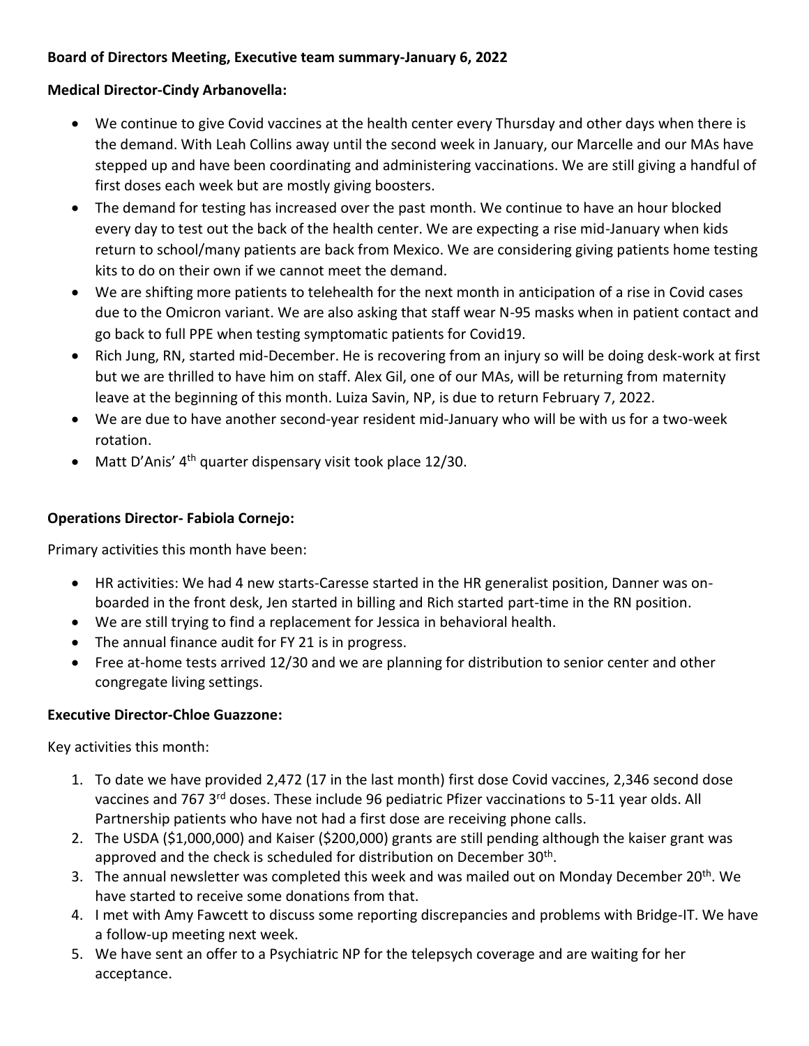**Board of Directors Meeting, Executive team summary-January 6, 2022**

**Medical Director-Cindy Arbanovella:**

- We continue to give Covid vaccines at the health center every Thursday and other days when there is the demand. With Leah Collins away until the second week in January, our Marcelle and our MAs have stepped up and have been coordinating and administering vaccinations. We are still giving a handful of first doses each week but are mostly giving boosters.
- The demand for testing has increased over the past month. We continue to have an hour blocked every day to test out the back of the health center. We are expecting a rise mid-January when kids return to school/many patients are back from Mexico. We are considering giving patients home testing kits to do on their own if we cannot meet the demand.
- We are shifting more patients to telehealth for the next month in anticipation of a rise in Covid cases due to the Omicron variant. We are also asking that staff wear N-95 masks when in patient contact and go back to full PPE when testing symptomatic patients for Covid19.
- Rich Jung, RN, started mid-December. He is recovering from an injury so will be doing desk-work at first but we are thrilled to have him on staff. Alex Gil, one of our MAs, will be returning from maternity leave at the beginning of this month. Luiza Savin, NP, is due to return February 7, 2022.
- We are due to have another second-year resident mid-January who will be with us for a two-week rotation.
- Matt D'Anis' 4th quarter dispensary visit took place 12/30.

**Operations Director- Fabiola Cornejo:**

Primary activities this month have been:

- HR activities: We had 4 new starts-Caresse started in the HR generalist position, Danner was on-boarded in the front desk, Jen started in billing and Rich started part-time in the RN position.
- We are still trying to find a replacement for Jessica in behavioral health.
- The annual finance audit for FY 21 is in progress.
- Free at-home tests arrived 12/30 and we are planning for distribution to senior center and other congregate living settings.

**Executive Director-Chloe Guazzone:**

Key activities this month:

1. To date we have provided 2,472 (17 in the last month) first dose Covid vaccines, 2,346 second dose vaccines and 767 3rd doses. These include 96 pediatric Pfizer vaccinations to 5-11 year olds. All Partnership patients who have not had a first dose are receiving phone calls.
2. The USDA ($1,000,000) and Kaiser ($200,000) grants are still pending although the kaiser grant was approved and the check is scheduled for distribution on December 30th.
3. The annual newsletter was completed this week and was mailed out on Monday December 20th. We have started to receive some donations from that.
4. I met with Amy Fawcett to discuss some reporting discrepancies and problems with Bridge-IT. We have a follow-up meeting next week.
5. We have sent an offer to a Psychiatric NP for the telepsych coverage and are waiting for her acceptance.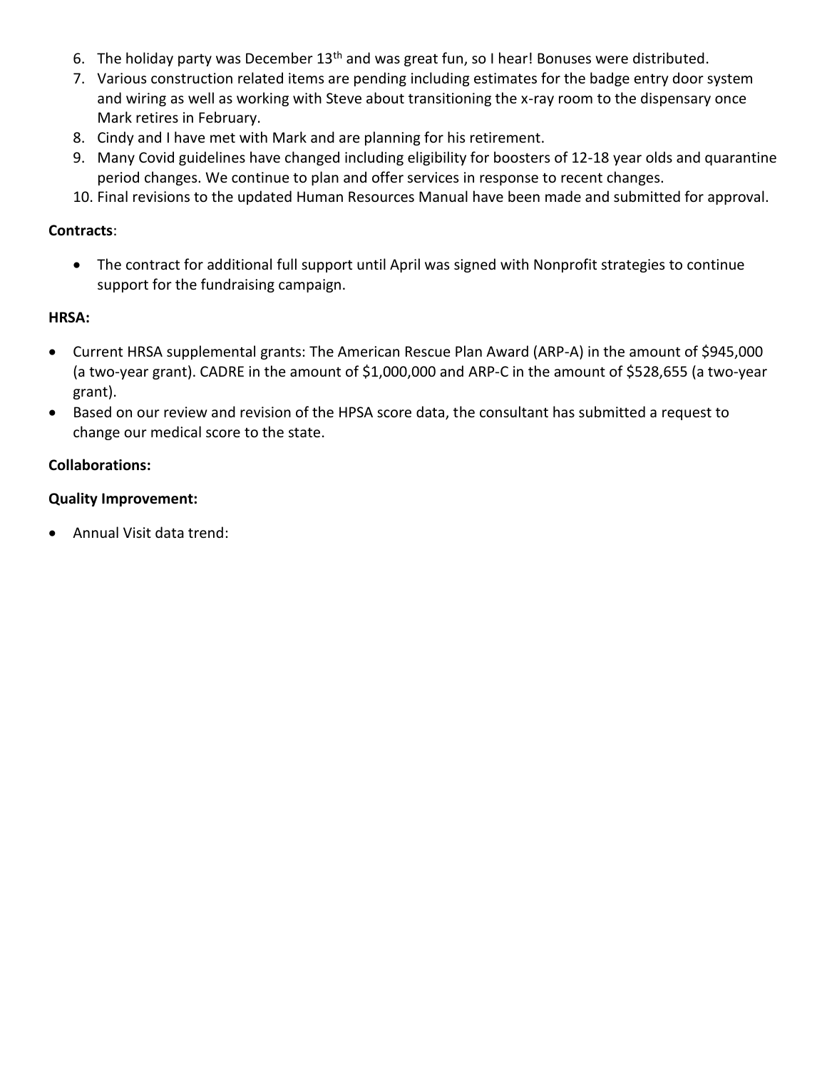6. The holiday party was December 13th and was great fun, so I hear! Bonuses were distributed.
7. Various construction related items are pending including estimates for the badge entry door system and wiring as well as working with Steve about transitioning the x-ray room to the dispensary once Mark retires in February.
8. Cindy and I have met with Mark and are planning for his retirement.
9. Many Covid guidelines have changed including eligibility for boosters of 12-18 year olds and quarantine period changes. We continue to plan and offer services in response to recent changes.
10. Final revisions to the updated Human Resources Manual have been made and submitted for approval.

**Contracts**:

- The contract for additional full support until April was signed with Nonprofit strategies to continue support for the fundraising campaign.

**HRSA:**

- Current HRSA supplemental grants: The American Rescue Plan Award (ARP-A) in the amount of $945,000 (a two-year grant). CADRE in the amount of $1,000,000 and ARP-C in the amount of $528,655 (a two-year grant).
- Based on our review and revision of the HPSA score data, the consultant has submitted a request to change our medical score to the state.

**Collaborations:**

**Quality Improvement:**

- Annual Visit data trend: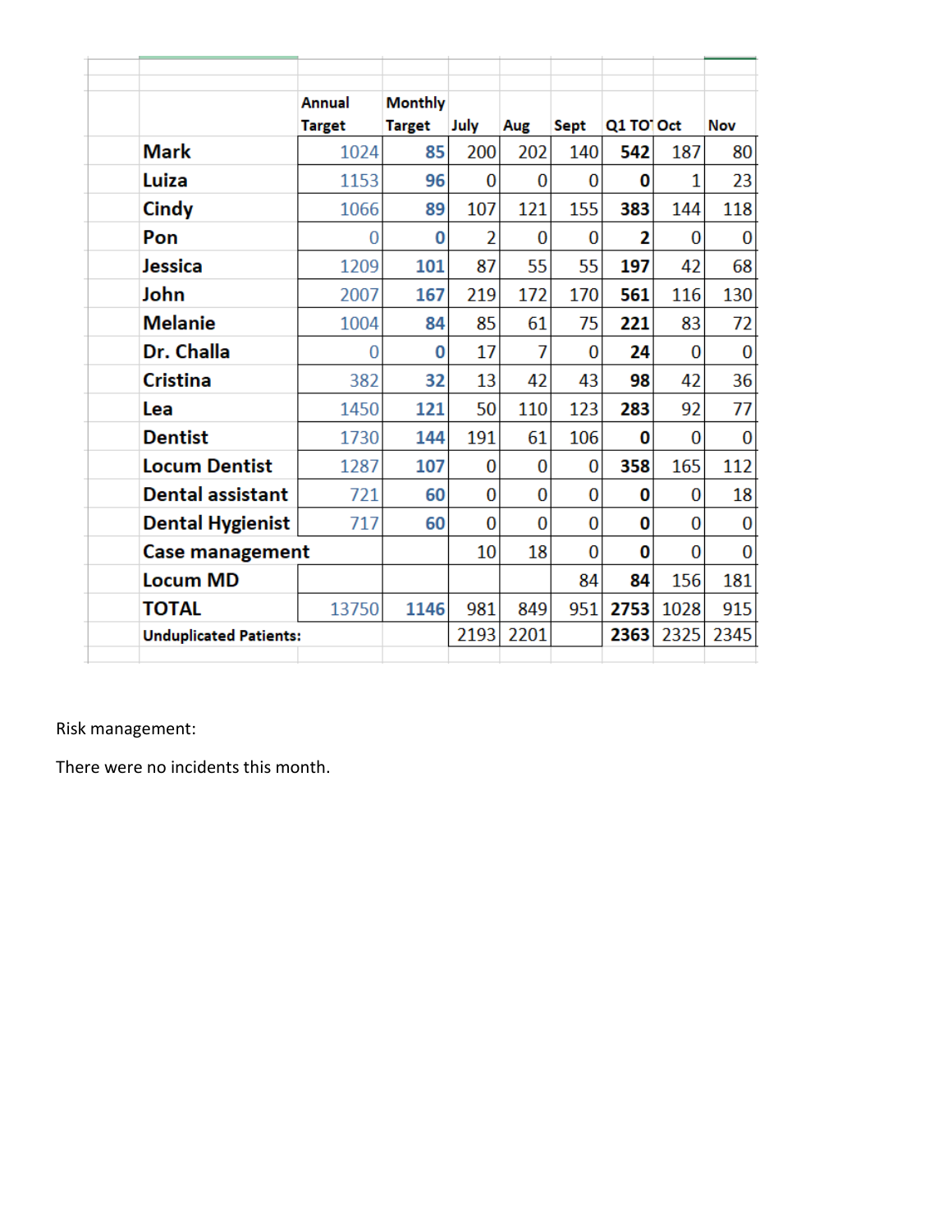| | Annual Target | Monthly Target | July | Aug | Sept | Q1 TOT | Oct | Nov |
|---|---|---|---|---|---|---|---|---|
| **Mark** | 1024 | **85** | 200 | 202 | 140 | **542** | 187 | 80 |
| **Luiza** | 1153 | **96** | 0 | 0 | 0 | **0** | 1 | 23 |
| **Cindy** | 1066 | **89** | 107 | 121 | 155 | **383** | 144 | 118 |
| **Pon** | 0 | **0** | 2 | 0 | 0 | **2** | 0 | 0 |
| **Jessica** | 1209 | **101** | 87 | 55 | 55 | **197** | 42 | 68 |
| **John** | 2007 | **167** | 219 | 172 | 170 | **561** | 116 | 130 |
| **Melanie** | 1004 | **84** | 85 | 61 | 75 | **221** | 83 | 72 |
| **Dr. Challa** | 0 | **0** | 17 | 7 | 0 | **24** | 0 | 0 |
| **Cristina** | 382 | **32** | 13 | 42 | 43 | **98** | 42 | 36 |
| **Lea** | 1450 | **121** | 50 | 110 | 123 | **283** | 92 | 77 |
| **Dentist** | 1730 | **144** | 191 | 61 | 106 | **0** | 0 | 0 |
| **Locum Dentist** | 1287 | **107** | 0 | 0 | 0 | **358** | 165 | 112 |
| **Dental assistant** | 721 | **60** | 0 | 0 | 0 | **0** | 0 | 18 |
| **Dental Hygienist** | 717 | **60** | 0 | 0 | 0 | **0** | 0 | 0 |
| **Case management** | | | 10 | 18 | 0 | **0** | 0 | 0 |
| **Locum MD** | | | | | 84 | **84** | 156 | 181 |
| **TOTAL** | 13750 | **1146** | 981 | 849 | 951 | **2753** | 1028 | 915 |
| **Unduplicated Patients:** | | | 2193 | 2201 | | **2363** | 2325 | 2345 |

Risk management:

There were no incidents this month.